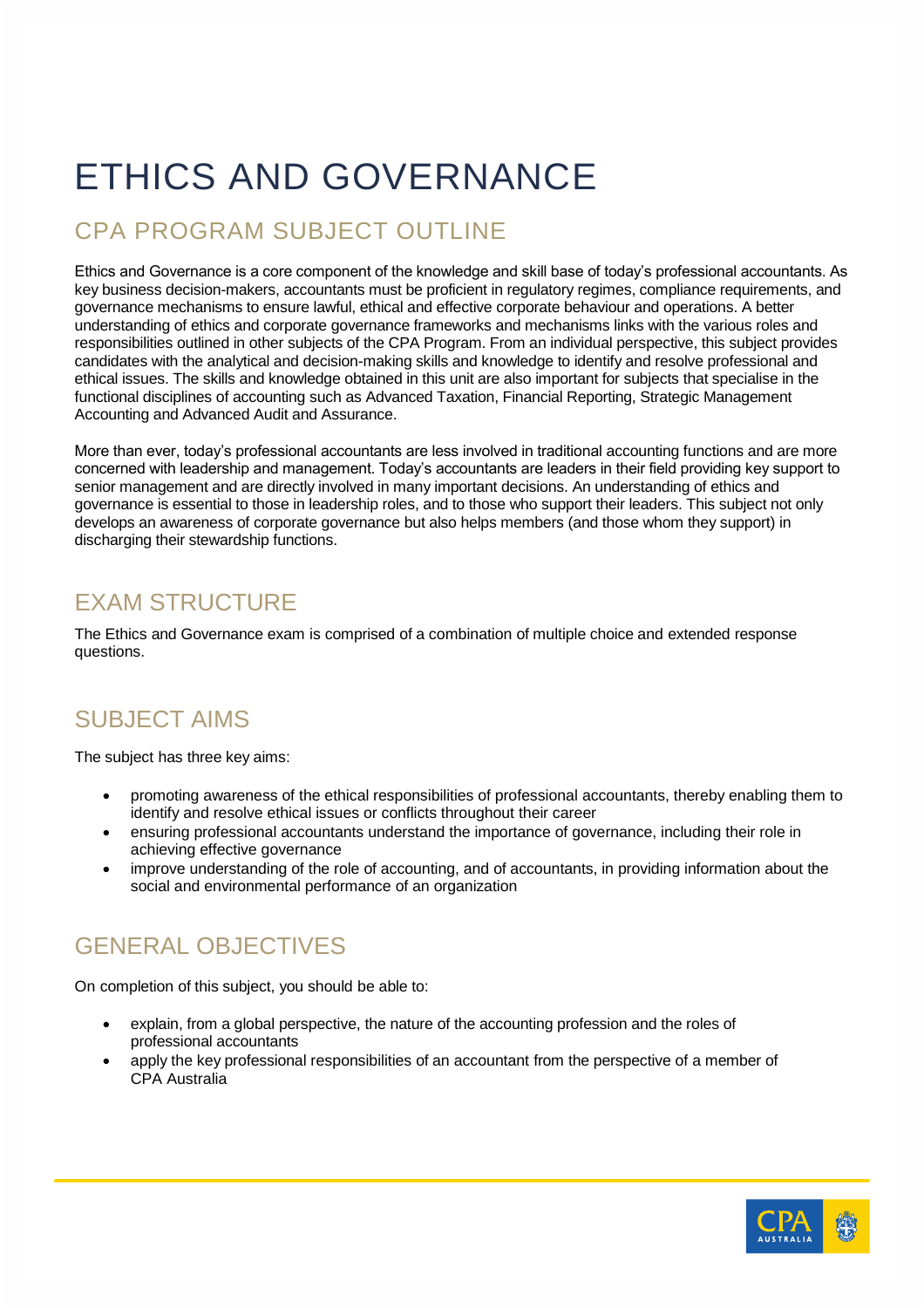# ETHICS AND GOVERNANCE

## CPA PROGRAM SUBJECT OUTLINE

Ethics and Governance is a core component of the knowledge and skill base of today's professional accountants. As key business decision-makers, accountants must be proficient in regulatory regimes, compliance requirements, and governance mechanisms to ensure lawful, ethical and effective corporate behaviour and operations. A better understanding of ethics and corporate governance frameworks and mechanisms links with the various roles and responsibilities outlined in other subjects of the CPA Program. From an individual perspective, this subject provides candidates with the analytical and decision-making skills and knowledge to identify and resolve professional and ethical issues. The skills and knowledge obtained in this unit are also important for subjects that specialise in the functional disciplines of accounting such as Advanced Taxation, Financial Reporting, Strategic Management Accounting and Advanced Audit and Assurance.

More than ever, today's professional accountants are less involved in traditional accounting functions and are more concerned with leadership and management. Today's accountants are leaders in their field providing key support to senior management and are directly involved in many important decisions. An understanding of ethics and governance is essential to those in leadership roles, and to those who support their leaders. This subject not only develops an awareness of corporate governance but also helps members (and those whom they support) in discharging their stewardship functions.

## EXAM STRUCTURE

The Ethics and Governance exam is comprised of a combination of multiple choice and extended response questions.

## SUBJECT AIMS

The subject has three key aims:

- promoting awareness of the ethical responsibilities of professional accountants, thereby enabling them to identify and resolve ethical issues or conflicts throughout their career
- ensuring professional accountants understand the importance of governance, including their role in achieving effective governance
- improve understanding of the role of accounting, and of accountants, in providing information about the social and environmental performance of an organization

## GENERAL OBJECTIVES

On completion of this subject, you should be able to:

- explain, from a global perspective, the nature of the accounting profession and the roles of professional accountants
- apply the key professional responsibilities of an accountant from the perspective of a member of CPA Australia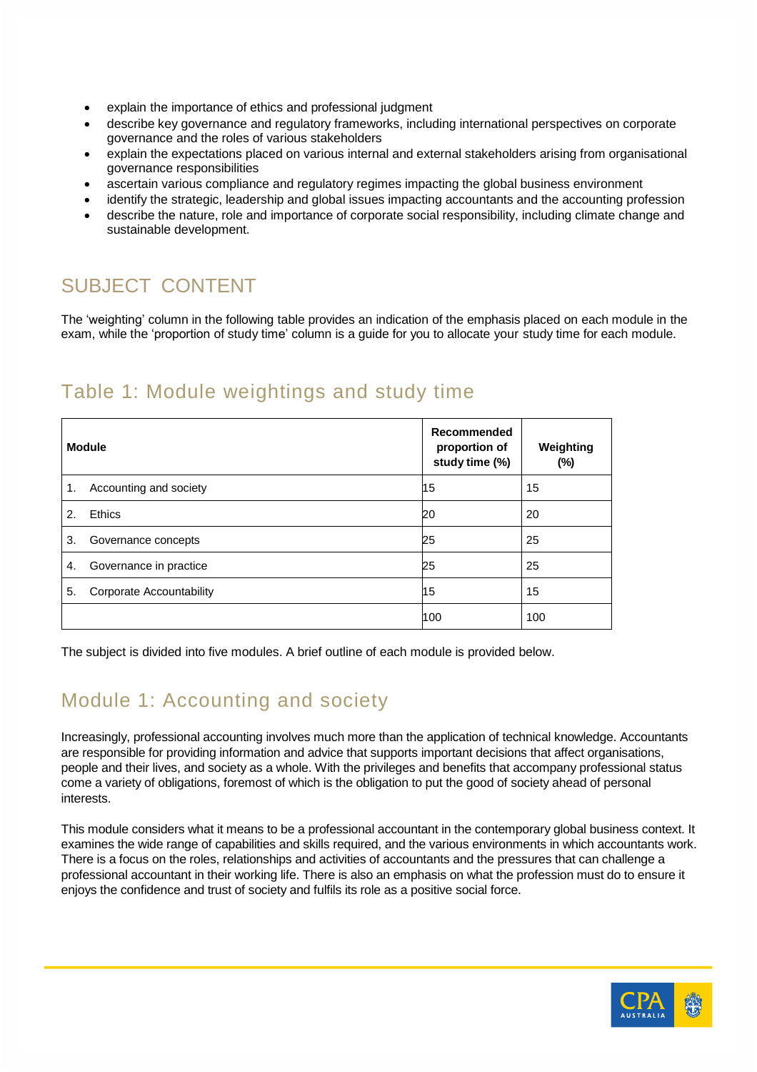- explain the importance of ethics and professional judgment
- describe key governance and regulatory frameworks, including international perspectives on corporate governance and the roles of various stakeholders
- explain the expectations placed on various internal and external stakeholders arising from organisational governance responsibilities
- ascertain various compliance and regulatory regimes impacting the global business environment
- identify the strategic, leadership and global issues impacting accountants and the accounting profession
- describe the nature, role and importance of corporate social responsibility, including climate change and sustainable development.

## SUBJECT CONTENT

The 'weighting' column in the following table provides an indication of the emphasis placed on each module in the exam, while the 'proportion of study time' column is a guide for you to allocate your study time for each module.

### Table 1: Module weightings and study time

| Module | Recommended proportion of study time (%) | Weighting (%) |
|---|---|---|
| 1. Accounting and society | 15 | 15 |
| 2. Ethics | 20 | 20 |
| 3. Governance concepts | 25 | 25 |
| 4. Governance in practice | 25 | 25 |
| 5. Corporate Accountability | 15 | 15 |
| | 100 | 100 |

The subject is divided into five modules. A brief outline of each module is provided below.

### Module 1: Accounting and society

Increasingly, professional accounting involves much more than the application of technical knowledge. Accountants are responsible for providing information and advice that supports important decisions that affect organisations, people and their lives, and society as a whole. With the privileges and benefits that accompany professional status come a variety of obligations, foremost of which is the obligation to put the good of society ahead of personal interests.

This module considers what it means to be a professional accountant in the contemporary global business context. It examines the wide range of capabilities and skills required, and the various environments in which accountants work. There is a focus on the roles, relationships and activities of accountants and the pressures that can challenge a professional accountant in their working life. There is also an emphasis on what the profession must do to ensure it enjoys the confidence and trust of society and fulfils its role as a positive social force.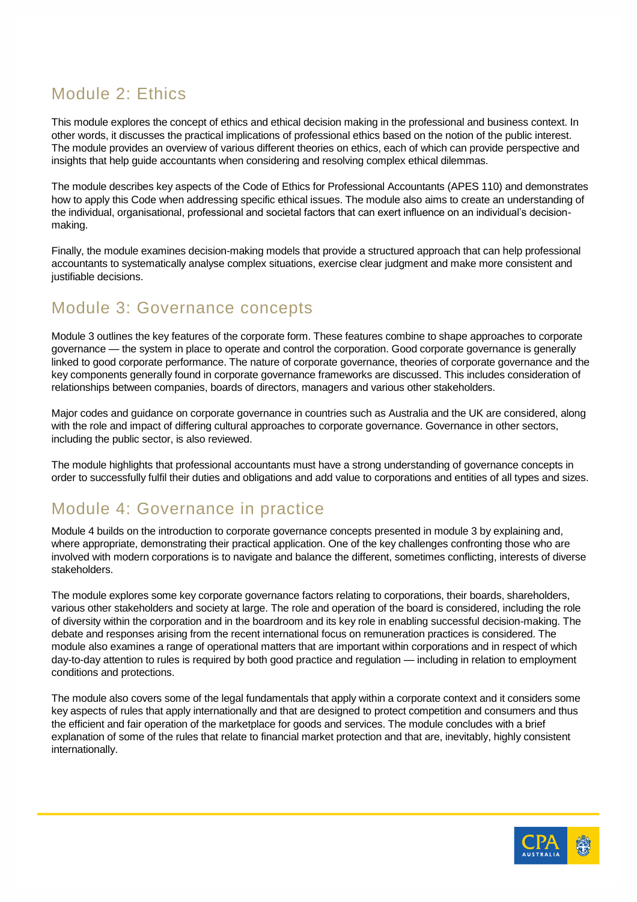## Module 2: Ethics

This module explores the concept of ethics and ethical decision making in the professional and business context. In other words, it discusses the practical implications of professional ethics based on the notion of the public interest. The module provides an overview of various different theories on ethics, each of which can provide perspective and insights that help guide accountants when considering and resolving complex ethical dilemmas.

The module describes key aspects of the Code of Ethics for Professional Accountants (APES 110) and demonstrates how to apply this Code when addressing specific ethical issues. The module also aims to create an understanding of the individual, organisational, professional and societal factors that can exert influence on an individual's decision-making.

Finally, the module examines decision-making models that provide a structured approach that can help professional accountants to systematically analyse complex situations, exercise clear judgment and make more consistent and justifiable decisions.

## Module 3: Governance concepts

Module 3 outlines the key features of the corporate form. These features combine to shape approaches to corporate governance — the system in place to operate and control the corporation. Good corporate governance is generally linked to good corporate performance. The nature of corporate governance, theories of corporate governance and the key components generally found in corporate governance frameworks are discussed. This includes consideration of relationships between companies, boards of directors, managers and various other stakeholders.

Major codes and guidance on corporate governance in countries such as Australia and the UK are considered, along with the role and impact of differing cultural approaches to corporate governance. Governance in other sectors, including the public sector, is also reviewed.

The module highlights that professional accountants must have a strong understanding of governance concepts in order to successfully fulfil their duties and obligations and add value to corporations and entities of all types and sizes.

## Module 4: Governance in practice

Module 4 builds on the introduction to corporate governance concepts presented in module 3 by explaining and, where appropriate, demonstrating their practical application. One of the key challenges confronting those who are involved with modern corporations is to navigate and balance the different, sometimes conflicting, interests of diverse stakeholders.

The module explores some key corporate governance factors relating to corporations, their boards, shareholders, various other stakeholders and society at large. The role and operation of the board is considered, including the role of diversity within the corporation and in the boardroom and its key role in enabling successful decision-making. The debate and responses arising from the recent international focus on remuneration practices is considered. The module also examines a range of operational matters that are important within corporations and in respect of which day-to-day attention to rules is required by both good practice and regulation — including in relation to employment conditions and protections.

The module also covers some of the legal fundamentals that apply within a corporate context and it considers some key aspects of rules that apply internationally and that are designed to protect competition and consumers and thus the efficient and fair operation of the marketplace for goods and services. The module concludes with a brief explanation of some of the rules that relate to financial market protection and that are, inevitably, highly consistent internationally.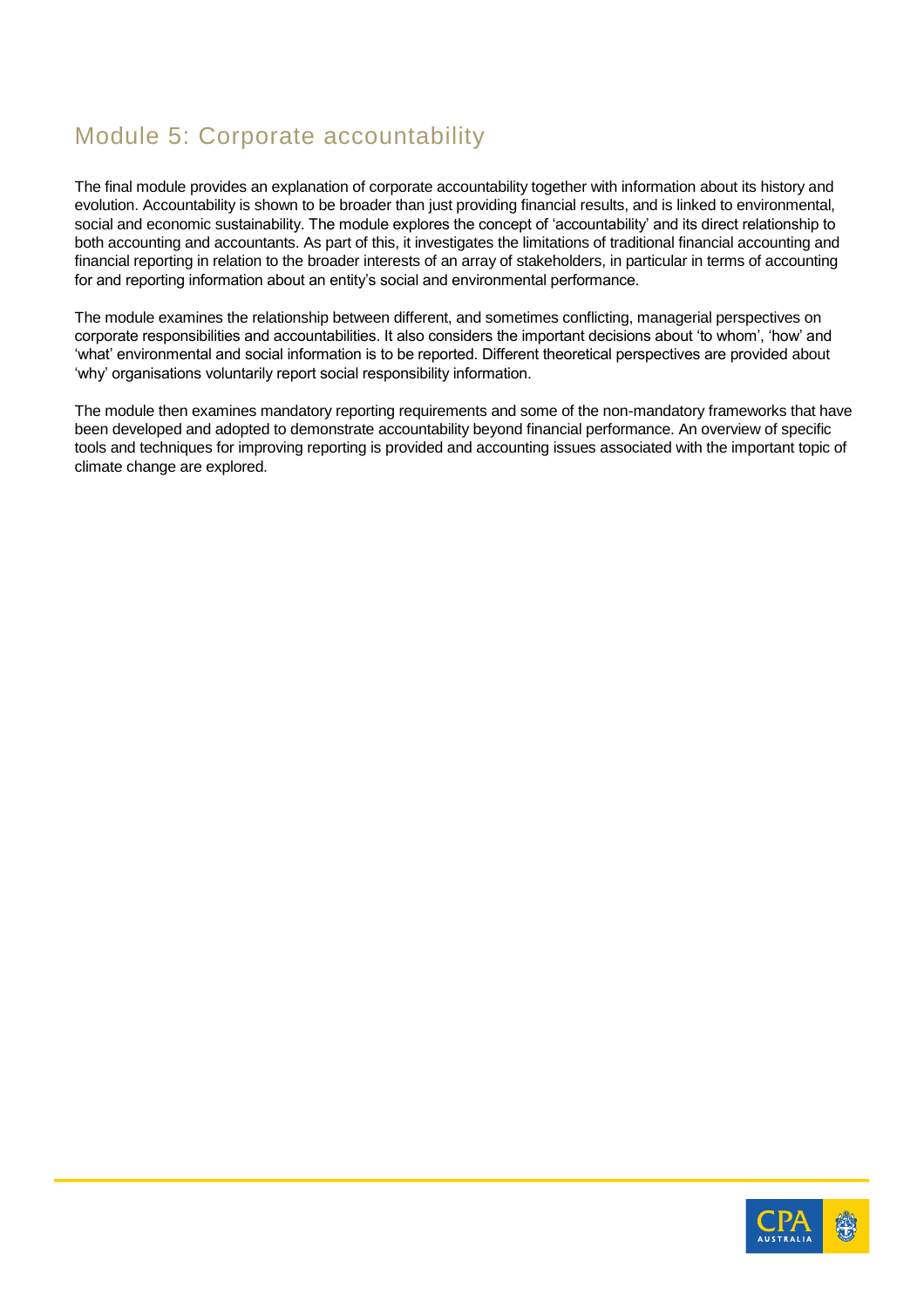## Module 5: Corporate accountability

The final module provides an explanation of corporate accountability together with information about its history and evolution. Accountability is shown to be broader than just providing financial results, and is linked to environmental, social and economic sustainability. The module explores the concept of 'accountability' and its direct relationship to both accounting and accountants. As part of this, it investigates the limitations of traditional financial accounting and financial reporting in relation to the broader interests of an array of stakeholders, in particular in terms of accounting for and reporting information about an entity's social and environmental performance.

The module examines the relationship between different, and sometimes conflicting, managerial perspectives on corporate responsibilities and accountabilities. It also considers the important decisions about 'to whom', 'how' and 'what' environmental and social information is to be reported. Different theoretical perspectives are provided about 'why' organisations voluntarily report social responsibility information.

The module then examines mandatory reporting requirements and some of the non-mandatory frameworks that have been developed and adopted to demonstrate accountability beyond financial performance. An overview of specific tools and techniques for improving reporting is provided and accounting issues associated with the important topic of climate change are explored.